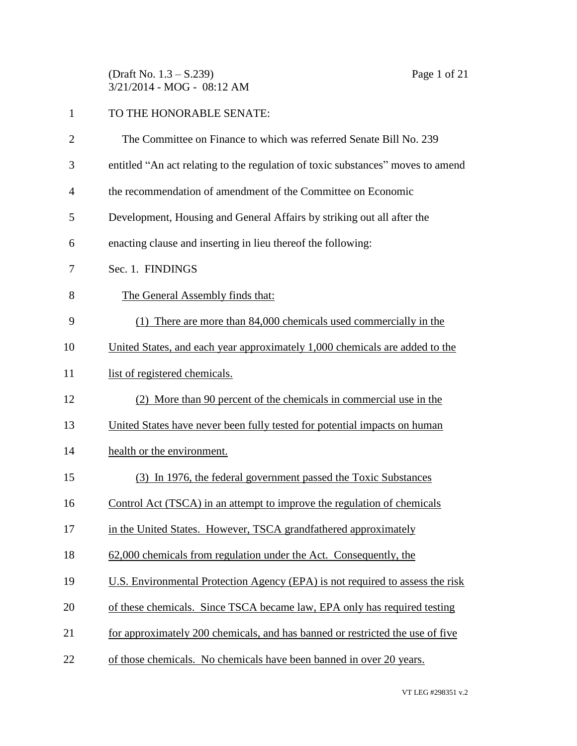TO THE HONORABLE SENATE:

The Committee on Finance to which was referred Senate Bill No. 239 entitled "An act relating to the regulation of toxic substances" moves to amend the recommendation of amendment of the Committee on Economic Development, Housing and General Affairs by striking out all after the enacting clause and inserting in lieu thereof the following:

Sec. 1. FINDINGS

The General Assembly finds that:

(1) There are more than 84,000 chemicals used commercially in the United States, and each year approximately 1,000 chemicals are added to the list of registered chemicals.

(2) More than 90 percent of the chemicals in commercial use in the United States have never been fully tested for potential impacts on human health or the environment.

(3) In 1976, the federal government passed the Toxic Substances Control Act (TSCA) in an attempt to improve the regulation of chemicals in the United States. However, TSCA grandfathered approximately 62,000 chemicals from regulation under the Act. Consequently, the U.S. Environmental Protection Agency (EPA) is not required to assess the risk of these chemicals. Since TSCA became law, EPA only has required testing for approximately 200 chemicals, and has banned or restricted the use of five of those chemicals. No chemicals have been banned in over 20 years.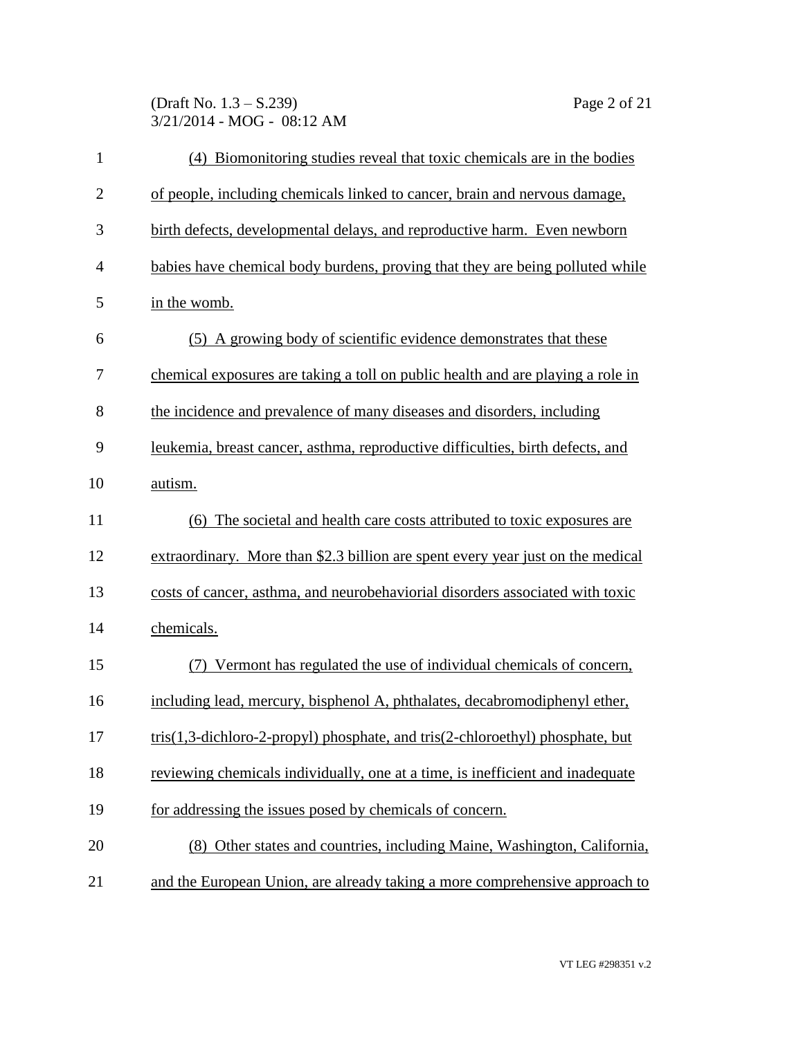(4) Biomonitoring studies reveal that toxic chemicals are in the bodies of people, including chemicals linked to cancer, brain and nervous damage, birth defects, developmental delays, and reproductive harm. Even newborn babies have chemical body burdens, proving that they are being polluted while in the womb.

(5) A growing body of scientific evidence demonstrates that these chemical exposures are taking a toll on public health and are playing a role in the incidence and prevalence of many diseases and disorders, including leukemia, breast cancer, asthma, reproductive difficulties, birth defects, and autism.

(6) The societal and health care costs attributed to toxic exposures are extraordinary. More than $2.3 billion are spent every year just on the medical costs of cancer, asthma, and neurobehaviorial disorders associated with toxic chemicals.

(7) Vermont has regulated the use of individual chemicals of concern, including lead, mercury, bisphenol A, phthalates, decabromodiphenyl ether, tris(1,3-dichloro-2-propyl) phosphate, and tris(2-chloroethyl) phosphate, but reviewing chemicals individually, one at a time, is inefficient and inadequate for addressing the issues posed by chemicals of concern.

(8) Other states and countries, including Maine, Washington, California, and the European Union, are already taking a more comprehensive approach to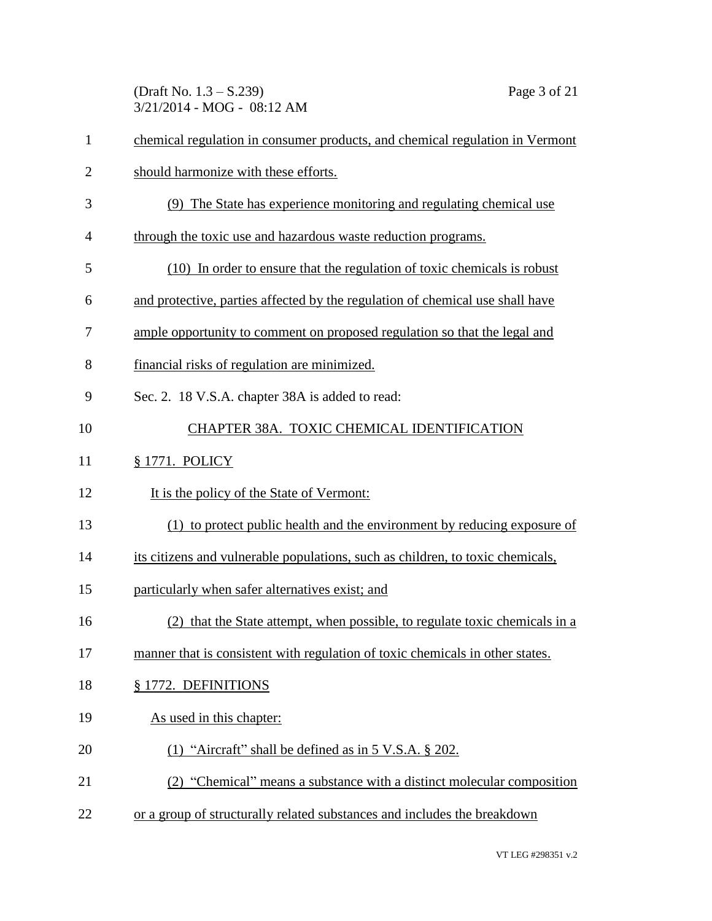chemical regulation in consumer products, and chemical regulation in Vermont should harmonize with these efforts.

(9) The State has experience monitoring and regulating chemical use through the toxic use and hazardous waste reduction programs.

(10) In order to ensure that the regulation of toxic chemicals is robust and protective, parties affected by the regulation of chemical use shall have ample opportunity to comment on proposed regulation so that the legal and financial risks of regulation are minimized.

Sec. 2. 18 V.S.A. chapter 38A is added to read:

## CHAPTER 38A. TOXIC CHEMICAL IDENTIFICATION

### § 1771. POLICY

It is the policy of the State of Vermont:

(1) to protect public health and the environment by reducing exposure of its citizens and vulnerable populations, such as children, to toxic chemicals, particularly when safer alternatives exist; and

(2) that the State attempt, when possible, to regulate toxic chemicals in a manner that is consistent with regulation of toxic chemicals in other states.

### § 1772. DEFINITIONS

As used in this chapter:

(1) "Aircraft" shall be defined as in 5 V.S.A. § 202.

(2) "Chemical" means a substance with a distinct molecular composition or a group of structurally related substances and includes the breakdown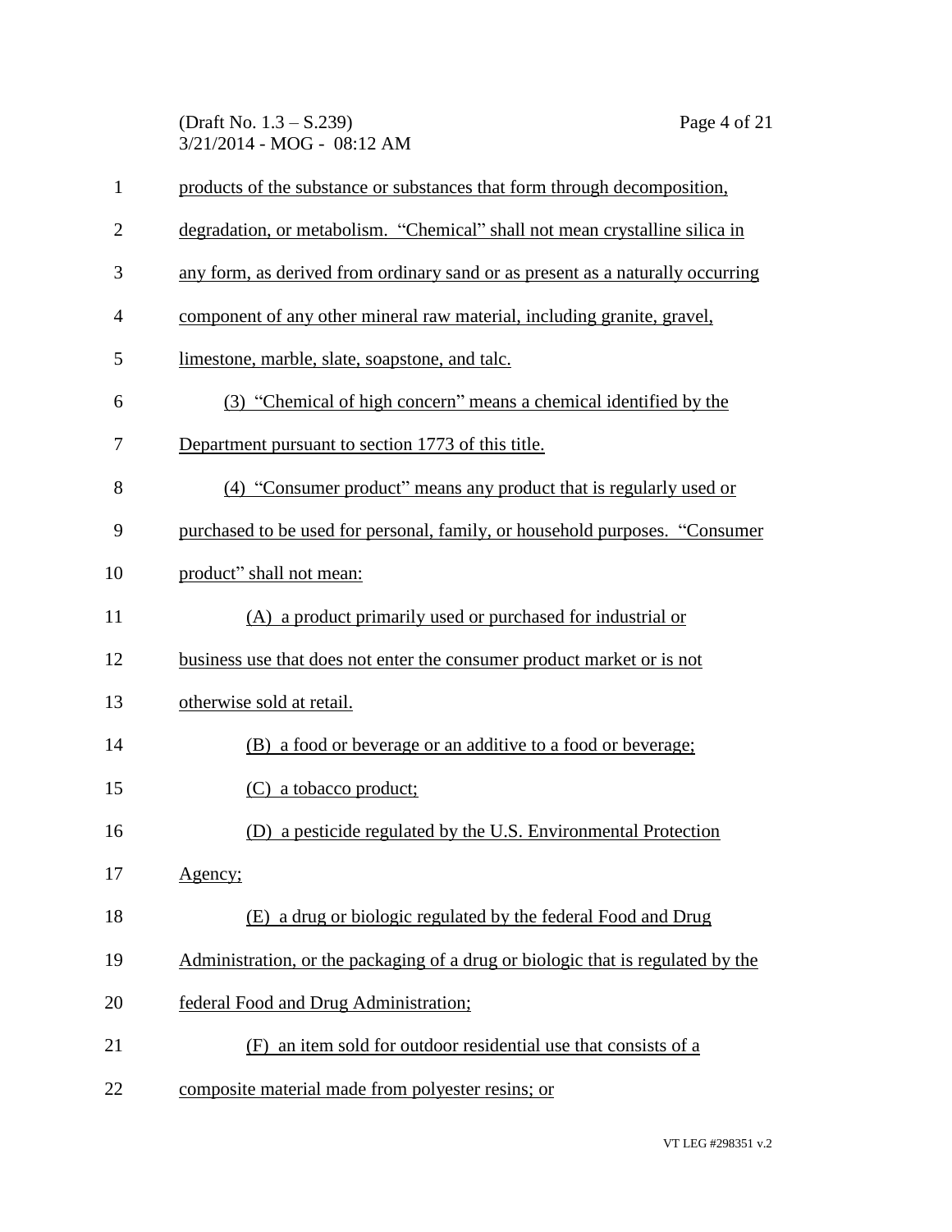products of the substance or substances that form through decomposition, degradation, or metabolism. "Chemical" shall not mean crystalline silica in any form, as derived from ordinary sand or as present as a naturally occurring component of any other mineral raw material, including granite, gravel, limestone, marble, slate, soapstone, and talc.

(3) "Chemical of high concern" means a chemical identified by the Department pursuant to section 1773 of this title.

(4) "Consumer product" means any product that is regularly used or purchased to be used for personal, family, or household purposes. "Consumer product" shall not mean:

(A) a product primarily used or purchased for industrial or business use that does not enter the consumer product market or is not otherwise sold at retail.

(B) a food or beverage or an additive to a food or beverage;

(C) a tobacco product;

(D) a pesticide regulated by the U.S. Environmental Protection Agency;

(E) a drug or biologic regulated by the federal Food and Drug Administration, or the packaging of a drug or biologic that is regulated by the federal Food and Drug Administration;

(F) an item sold for outdoor residential use that consists of a composite material made from polyester resins; or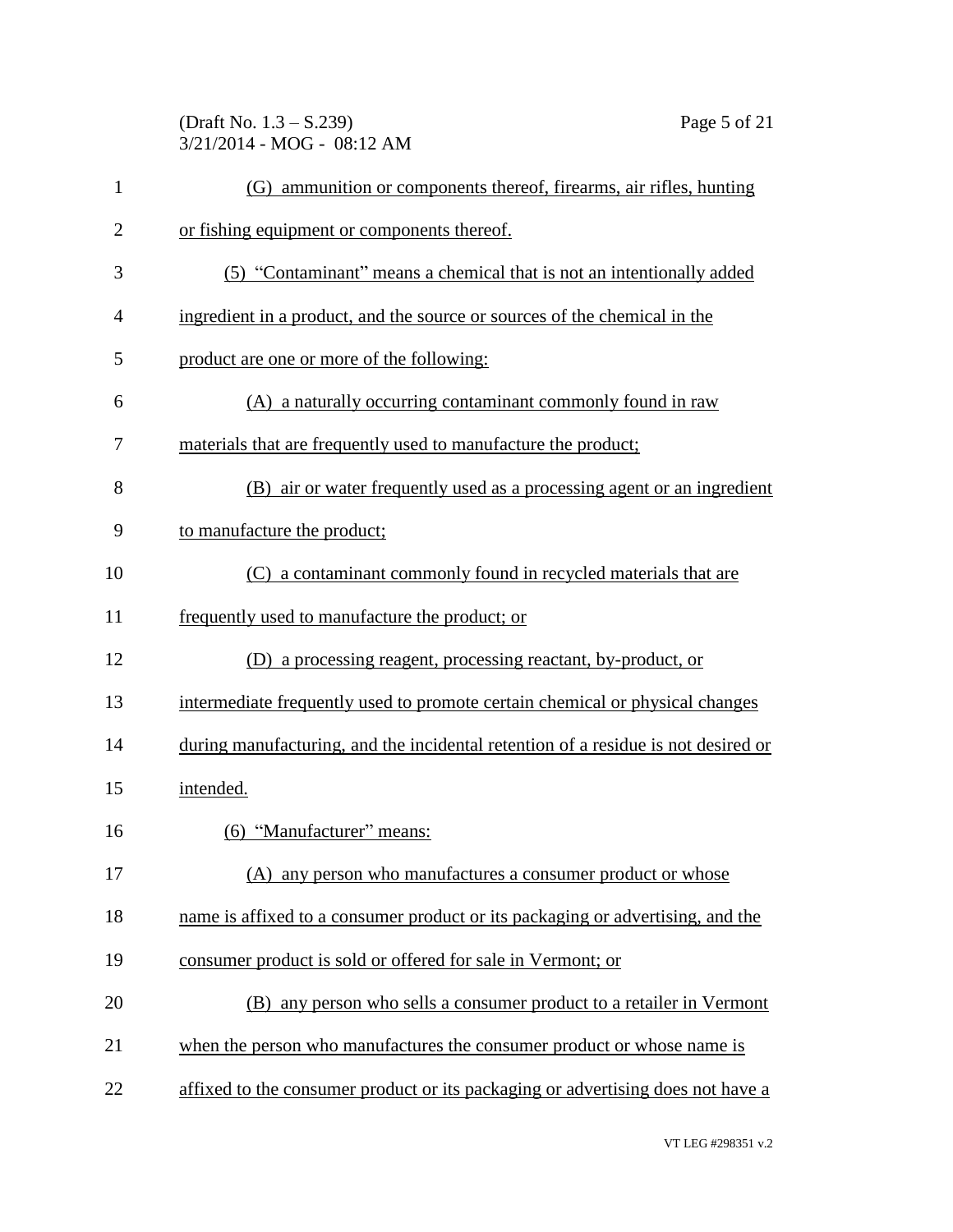(G) ammunition or components thereof, firearms, air rifles, hunting or fishing equipment or components thereof.

(5) "Contaminant" means a chemical that is not an intentionally added ingredient in a product, and the source or sources of the chemical in the product are one or more of the following:

(A) a naturally occurring contaminant commonly found in raw materials that are frequently used to manufacture the product;

(B) air or water frequently used as a processing agent or an ingredient to manufacture the product;

(C) a contaminant commonly found in recycled materials that are frequently used to manufacture the product; or

(D) a processing reagent, processing reactant, by-product, or intermediate frequently used to promote certain chemical or physical changes during manufacturing, and the incidental retention of a residue is not desired or intended.

(6) "Manufacturer" means:

(A) any person who manufactures a consumer product or whose name is affixed to a consumer product or its packaging or advertising, and the consumer product is sold or offered for sale in Vermont; or

(B) any person who sells a consumer product to a retailer in Vermont when the person who manufactures the consumer product or whose name is affixed to the consumer product or its packaging or advertising does not have a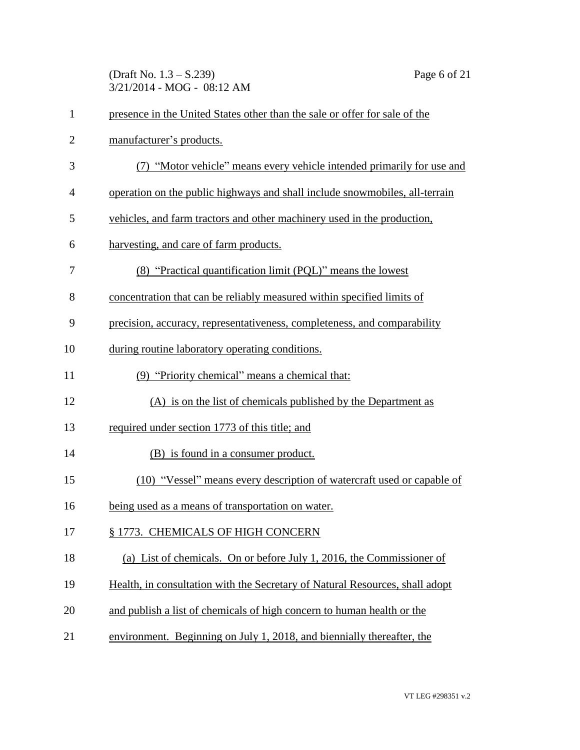presence in the United States other than the sale or offer for sale of the manufacturer's products.

(7) "Motor vehicle" means every vehicle intended primarily for use and operation on the public highways and shall include snowmobiles, all-terrain vehicles, and farm tractors and other machinery used in the production, harvesting, and care of farm products.

(8) "Practical quantification limit (PQL)" means the lowest concentration that can be reliably measured within specified limits of precision, accuracy, representativeness, completeness, and comparability during routine laboratory operating conditions.

(9) "Priority chemical" means a chemical that:

(A) is on the list of chemicals published by the Department as required under section 1773 of this title; and

(B) is found in a consumer product.

(10) "Vessel" means every description of watercraft used or capable of being used as a means of transportation on water.

§ 1773. CHEMICALS OF HIGH CONCERN

(a) List of chemicals. On or before July 1, 2016, the Commissioner of Health, in consultation with the Secretary of Natural Resources, shall adopt and publish a list of chemicals of high concern to human health or the environment. Beginning on July 1, 2018, and biennially thereafter, the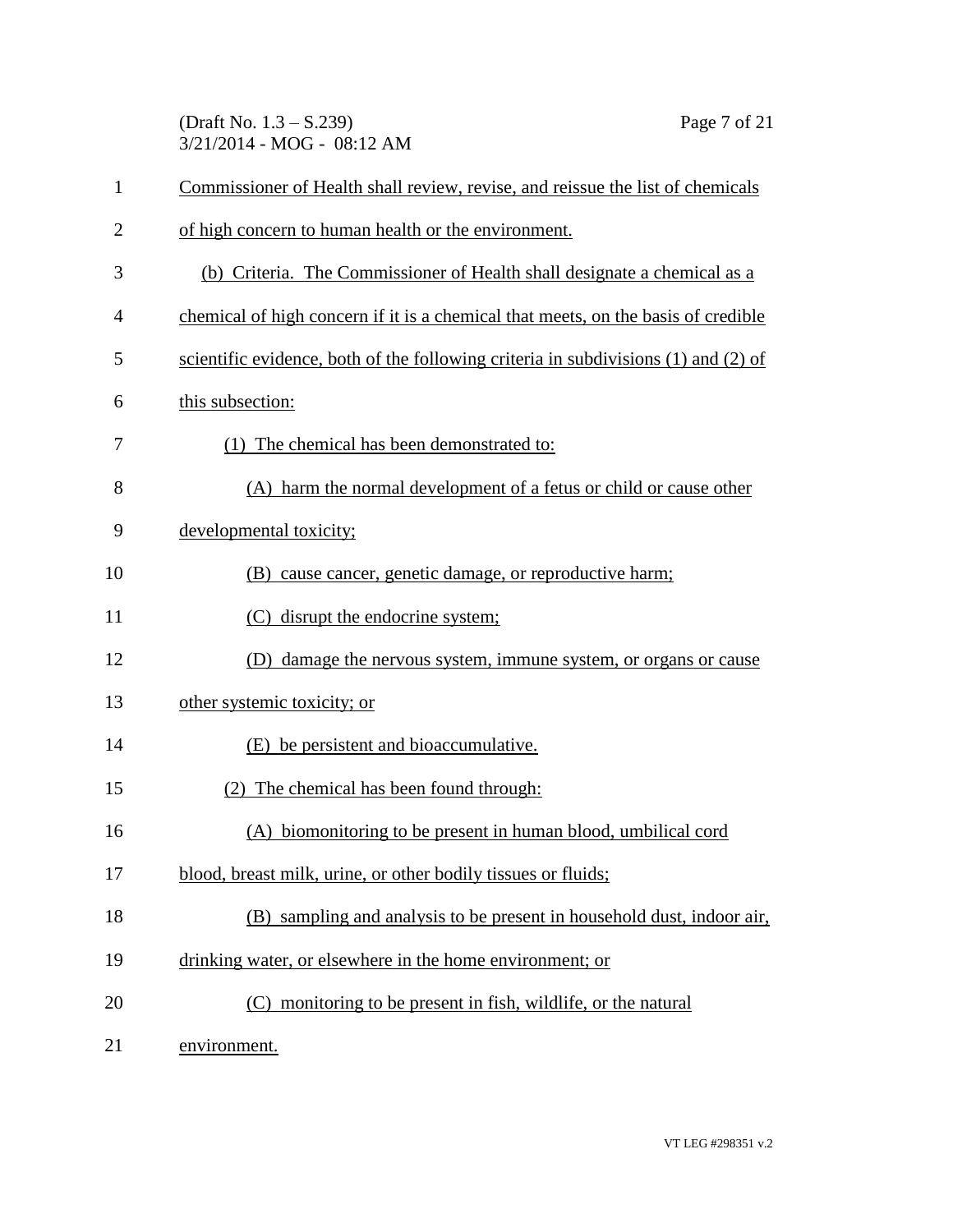Commissioner of Health shall review, revise, and reissue the list of chemicals of high concern to human health or the environment.

(b) Criteria. The Commissioner of Health shall designate a chemical as a chemical of high concern if it is a chemical that meets, on the basis of credible scientific evidence, both of the following criteria in subdivisions (1) and (2) of this subsection:

(1) The chemical has been demonstrated to:

(A) harm the normal development of a fetus or child or cause other developmental toxicity;

(B) cause cancer, genetic damage, or reproductive harm;

(C) disrupt the endocrine system;

(D) damage the nervous system, immune system, or organs or cause other systemic toxicity; or

(E) be persistent and bioaccumulative.

(2) The chemical has been found through:

(A) biomonitoring to be present in human blood, umbilical cord blood, breast milk, urine, or other bodily tissues or fluids;

(B) sampling and analysis to be present in household dust, indoor air, drinking water, or elsewhere in the home environment; or

(C) monitoring to be present in fish, wildlife, or the natural environment.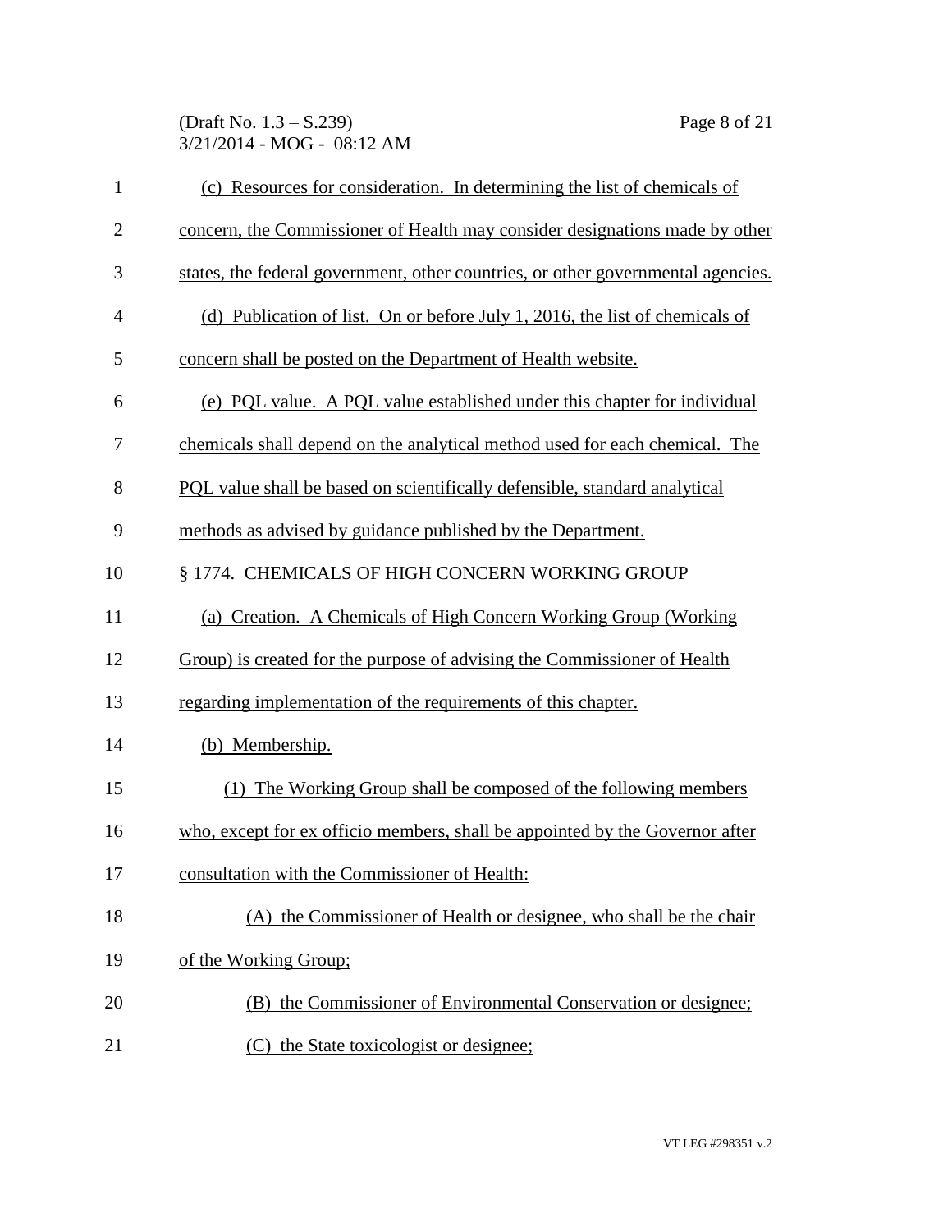(c) Resources for consideration. In determining the list of chemicals of concern, the Commissioner of Health may consider designations made by other states, the federal government, other countries, or other governmental agencies.

(d) Publication of list. On or before July 1, 2016, the list of chemicals of concern shall be posted on the Department of Health website.

(e) PQL value. A PQL value established under this chapter for individual chemicals shall depend on the analytical method used for each chemical. The PQL value shall be based on scientifically defensible, standard analytical methods as advised by guidance published by the Department.

§ 1774. CHEMICALS OF HIGH CONCERN WORKING GROUP

(a) Creation. A Chemicals of High Concern Working Group (Working Group) is created for the purpose of advising the Commissioner of Health regarding implementation of the requirements of this chapter.

(b) Membership.

(1) The Working Group shall be composed of the following members who, except for ex officio members, shall be appointed by the Governor after consultation with the Commissioner of Health:

(A) the Commissioner of Health or designee, who shall be the chair of the Working Group;

(B) the Commissioner of Environmental Conservation or designee;

(C) the State toxicologist or designee;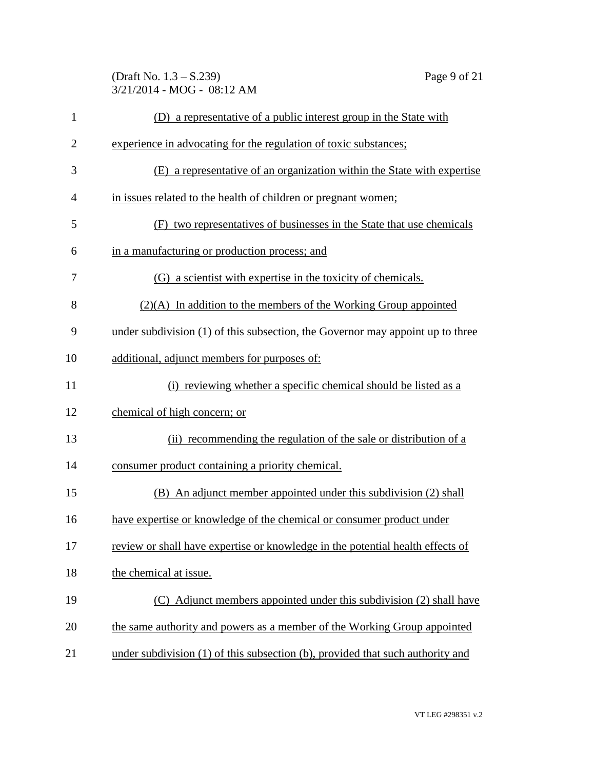(D) a representative of a public interest group in the State with experience in advocating for the regulation of toxic substances;

(E) a representative of an organization within the State with expertise in issues related to the health of children or pregnant women;

(F) two representatives of businesses in the State that use chemicals in a manufacturing or production process; and

(G) a scientist with expertise in the toxicity of chemicals.

(2)(A) In addition to the members of the Working Group appointed under subdivision (1) of this subsection, the Governor may appoint up to three additional, adjunct members for purposes of:

(i) reviewing whether a specific chemical should be listed as a chemical of high concern; or

(ii) recommending the regulation of the sale or distribution of a consumer product containing a priority chemical.

(B) An adjunct member appointed under this subdivision (2) shall have expertise or knowledge of the chemical or consumer product under review or shall have expertise or knowledge in the potential health effects of the chemical at issue.

(C) Adjunct members appointed under this subdivision (2) shall have the same authority and powers as a member of the Working Group appointed under subdivision (1) of this subsection (b), provided that such authority and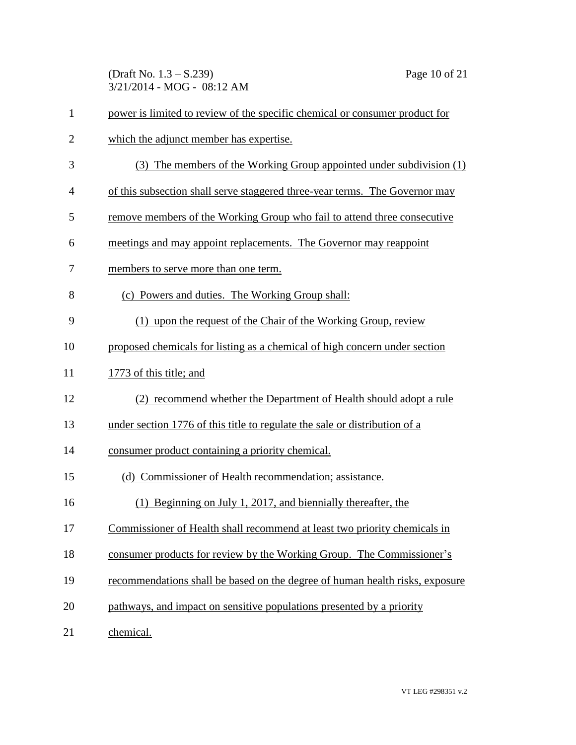power is limited to review of the specific chemical or consumer product for which the adjunct member has expertise.

(3) The members of the Working Group appointed under subdivision (1) of this subsection shall serve staggered three-year terms. The Governor may remove members of the Working Group who fail to attend three consecutive meetings and may appoint replacements. The Governor may reappoint members to serve more than one term.

(c) Powers and duties. The Working Group shall:

(1) upon the request of the Chair of the Working Group, review proposed chemicals for listing as a chemical of high concern under section 1773 of this title; and

(2) recommend whether the Department of Health should adopt a rule under section 1776 of this title to regulate the sale or distribution of a consumer product containing a priority chemical.

(d) Commissioner of Health recommendation; assistance.

(1) Beginning on July 1, 2017, and biennially thereafter, the Commissioner of Health shall recommend at least two priority chemicals in consumer products for review by the Working Group. The Commissioner's recommendations shall be based on the degree of human health risks, exposure pathways, and impact on sensitive populations presented by a priority chemical.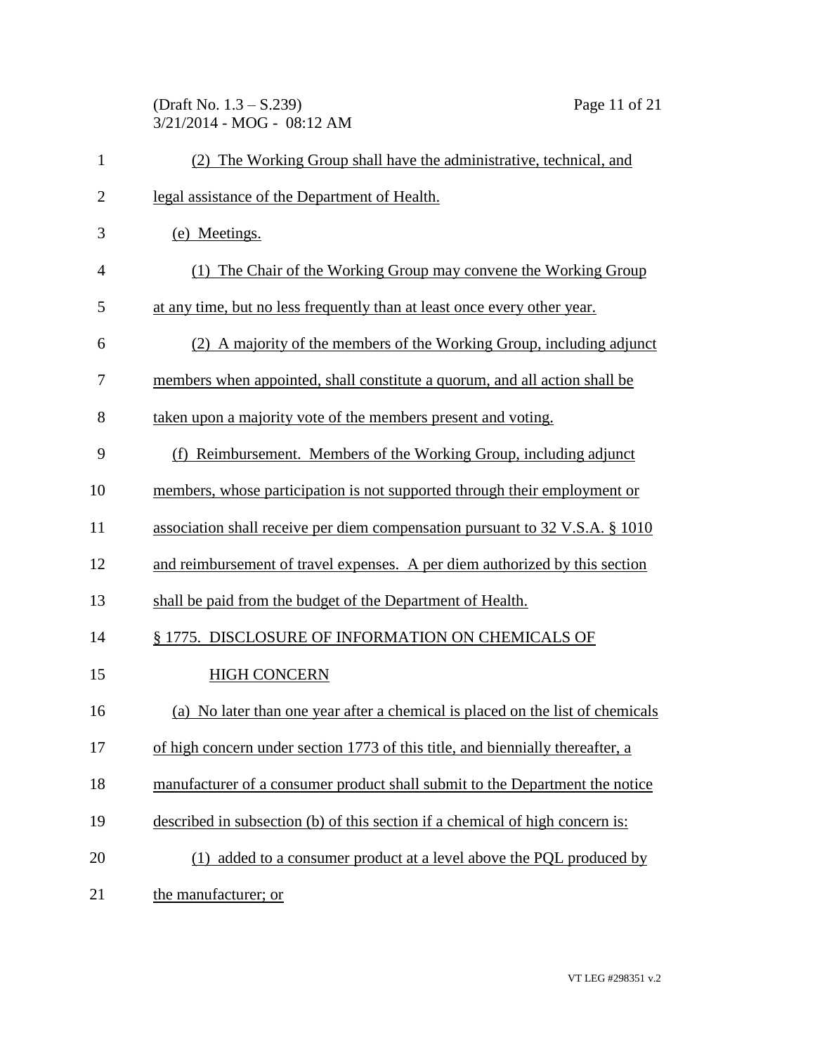(2) The Working Group shall have the administrative, technical, and legal assistance of the Department of Health.

(e) Meetings.

(1) The Chair of the Working Group may convene the Working Group at any time, but no less frequently than at least once every other year.

(2) A majority of the members of the Working Group, including adjunct members when appointed, shall constitute a quorum, and all action shall be taken upon a majority vote of the members present and voting.

(f) Reimbursement. Members of the Working Group, including adjunct members, whose participation is not supported through their employment or association shall receive per diem compensation pursuant to 32 V.S.A. § 1010 and reimbursement of travel expenses. A per diem authorized by this section shall be paid from the budget of the Department of Health.

§ 1775. DISCLOSURE OF INFORMATION ON CHEMICALS OF HIGH CONCERN

(a) No later than one year after a chemical is placed on the list of chemicals of high concern under section 1773 of this title, and biennially thereafter, a manufacturer of a consumer product shall submit to the Department the notice described in subsection (b) of this section if a chemical of high concern is:

(1) added to a consumer product at a level above the PQL produced by the manufacturer; or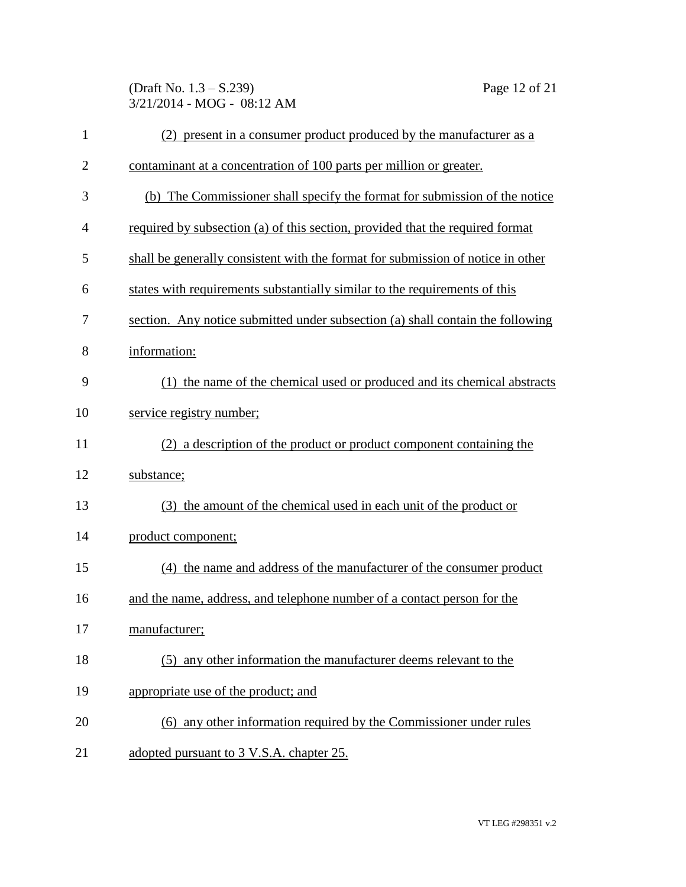(2) present in a consumer product produced by the manufacturer as a contaminant at a concentration of 100 parts per million or greater.

(b) The Commissioner shall specify the format for submission of the notice required by subsection (a) of this section, provided that the required format shall be generally consistent with the format for submission of notice in other states with requirements substantially similar to the requirements of this section. Any notice submitted under subsection (a) shall contain the following information:

(1) the name of the chemical used or produced and its chemical abstracts service registry number;

(2) a description of the product or product component containing the substance;

(3) the amount of the chemical used in each unit of the product or product component;

(4) the name and address of the manufacturer of the consumer product and the name, address, and telephone number of a contact person for the manufacturer;

(5) any other information the manufacturer deems relevant to the appropriate use of the product; and

(6) any other information required by the Commissioner under rules adopted pursuant to 3 V.S.A. chapter 25.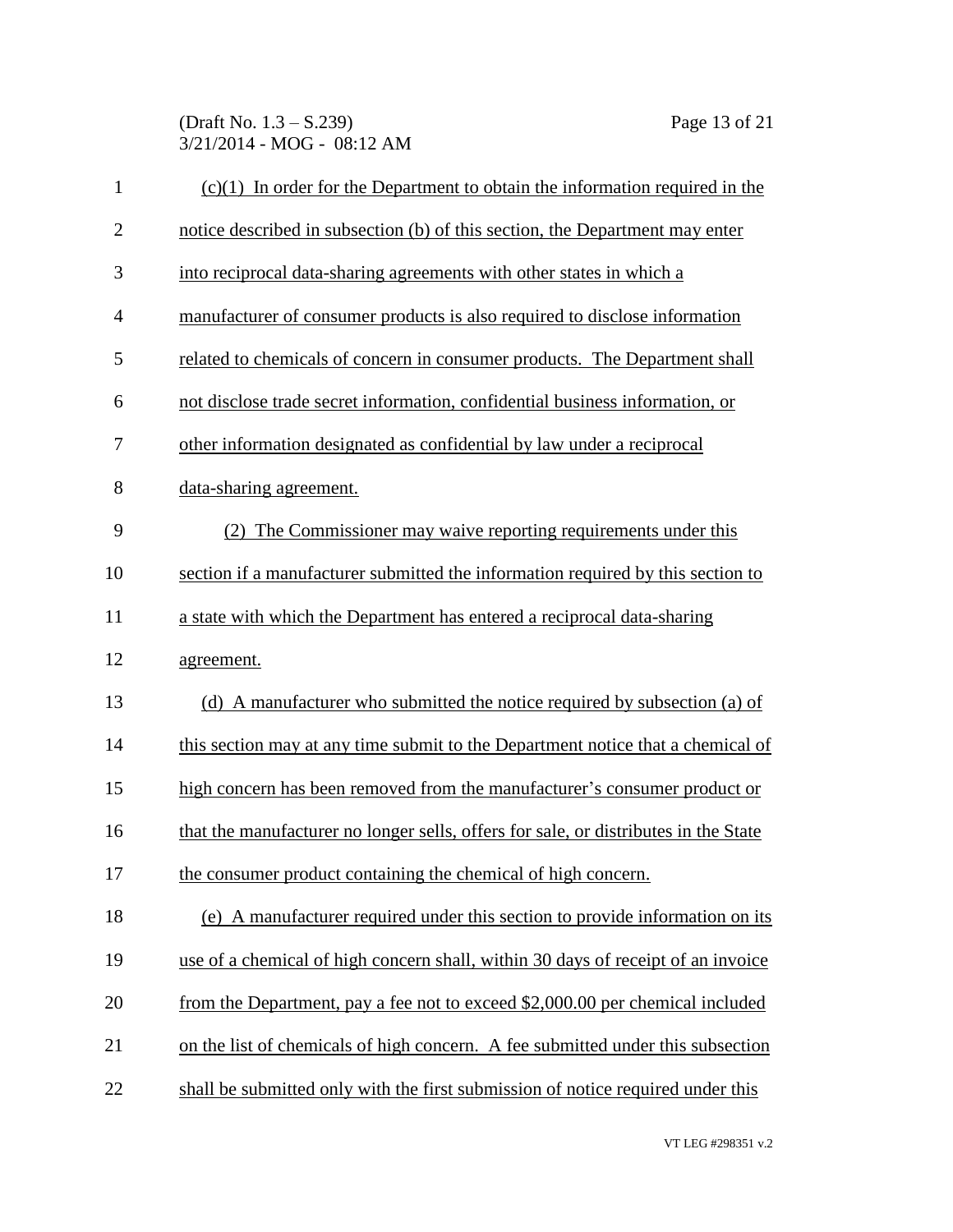(c)(1) In order for the Department to obtain the information required in the notice described in subsection (b) of this section, the Department may enter into reciprocal data-sharing agreements with other states in which a manufacturer of consumer products is also required to disclose information related to chemicals of concern in consumer products. The Department shall not disclose trade secret information, confidential business information, or other information designated as confidential by law under a reciprocal data-sharing agreement.

(2) The Commissioner may waive reporting requirements under this section if a manufacturer submitted the information required by this section to a state with which the Department has entered a reciprocal data-sharing agreement.

(d) A manufacturer who submitted the notice required by subsection (a) of this section may at any time submit to the Department notice that a chemical of high concern has been removed from the manufacturer's consumer product or that the manufacturer no longer sells, offers for sale, or distributes in the State the consumer product containing the chemical of high concern.

(e) A manufacturer required under this section to provide information on its use of a chemical of high concern shall, within 30 days of receipt of an invoice from the Department, pay a fee not to exceed $2,000.00 per chemical included on the list of chemicals of high concern. A fee submitted under this subsection shall be submitted only with the first submission of notice required under this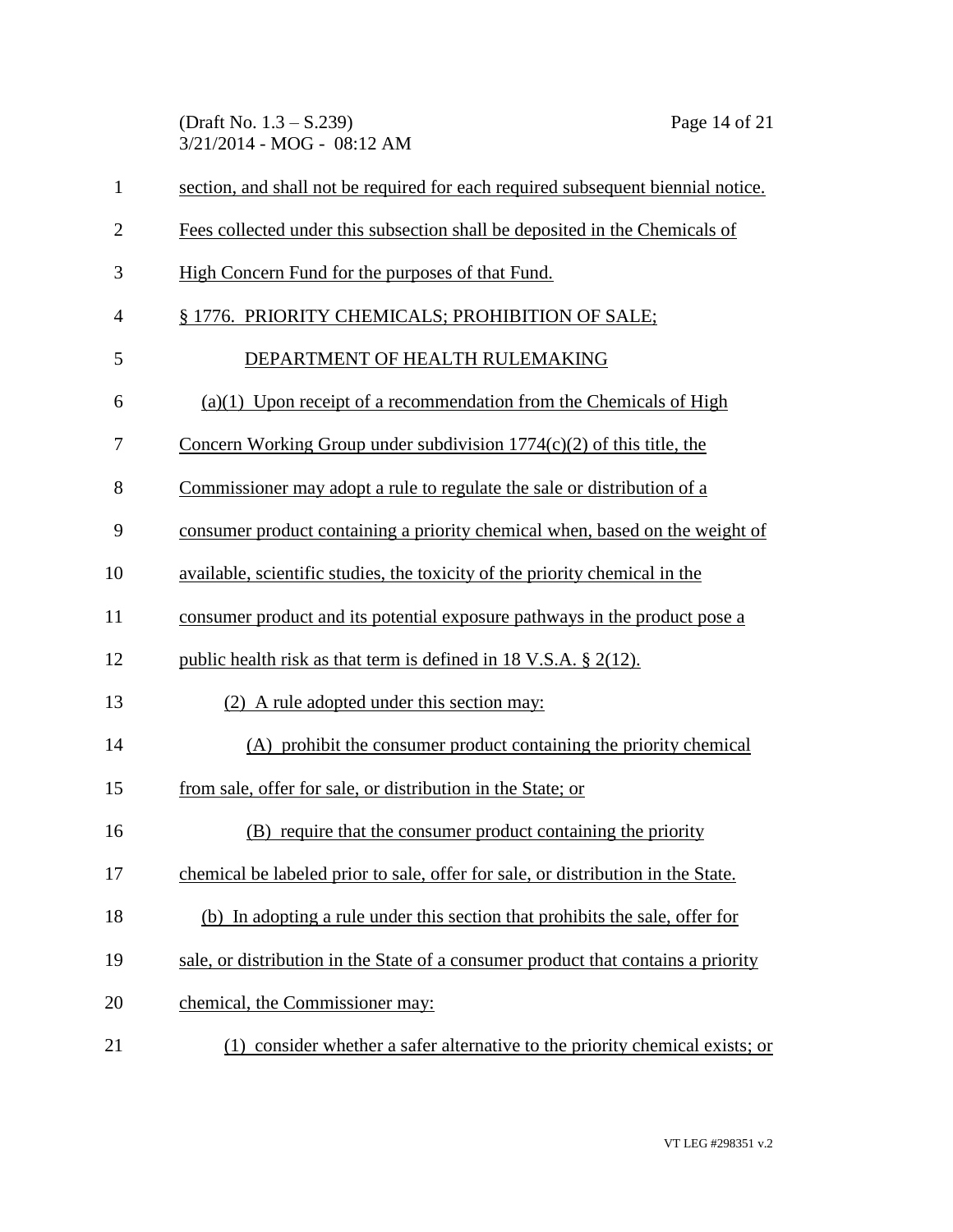section, and shall not be required for each required subsequent biennial notice. Fees collected under this subsection shall be deposited in the Chemicals of High Concern Fund for the purposes of that Fund.

§ 1776. PRIORITY CHEMICALS; PROHIBITION OF SALE; DEPARTMENT OF HEALTH RULEMAKING

(a)(1) Upon receipt of a recommendation from the Chemicals of High Concern Working Group under subdivision 1774(c)(2) of this title, the Commissioner may adopt a rule to regulate the sale or distribution of a consumer product containing a priority chemical when, based on the weight of available, scientific studies, the toxicity of the priority chemical in the consumer product and its potential exposure pathways in the product pose a public health risk as that term is defined in 18 V.S.A. § 2(12).

(2) A rule adopted under this section may:

(A) prohibit the consumer product containing the priority chemical from sale, offer for sale, or distribution in the State; or

(B) require that the consumer product containing the priority chemical be labeled prior to sale, offer for sale, or distribution in the State.

(b) In adopting a rule under this section that prohibits the sale, offer for sale, or distribution in the State of a consumer product that contains a priority chemical, the Commissioner may:

(1) consider whether a safer alternative to the priority chemical exists; or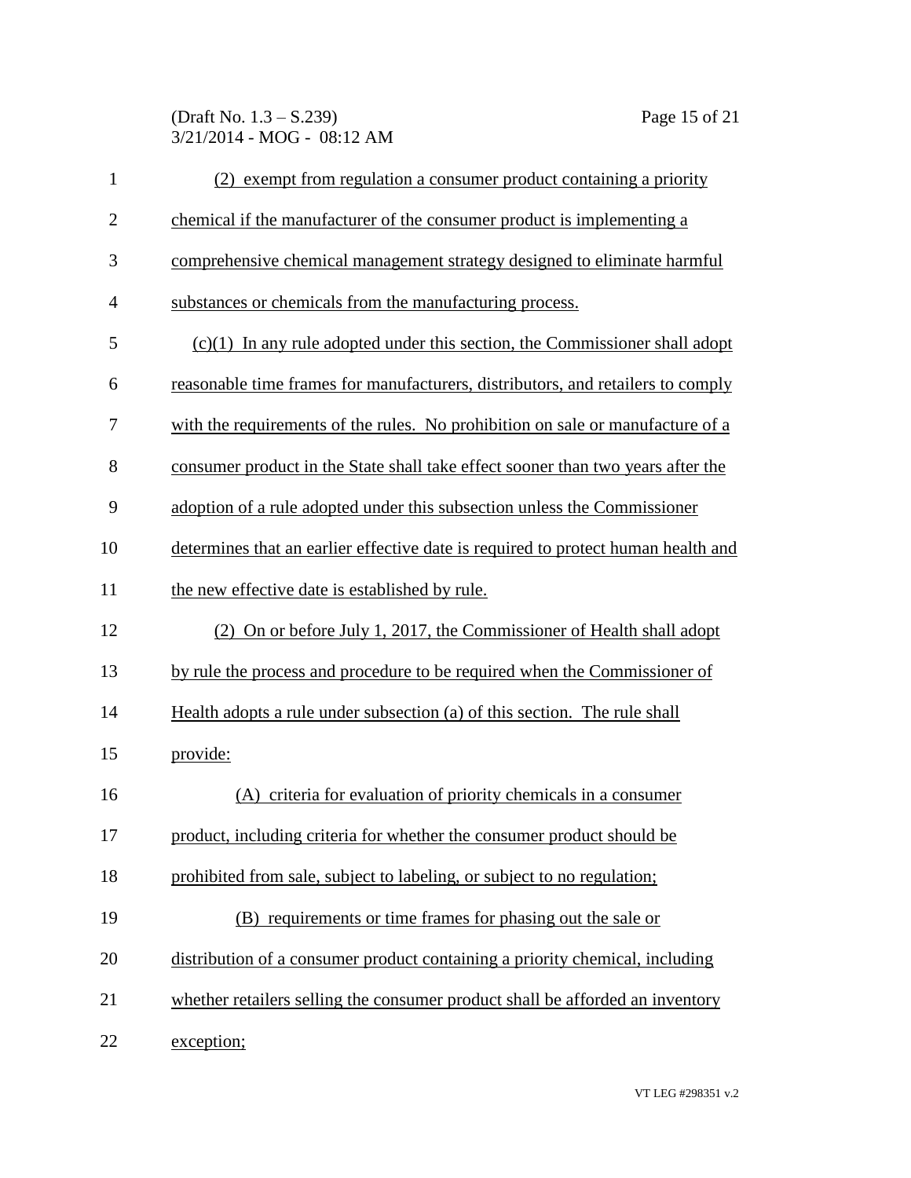(2) exempt from regulation a consumer product containing a priority chemical if the manufacturer of the consumer product is implementing a comprehensive chemical management strategy designed to eliminate harmful substances or chemicals from the manufacturing process.

(c)(1) In any rule adopted under this section, the Commissioner shall adopt reasonable time frames for manufacturers, distributors, and retailers to comply with the requirements of the rules. No prohibition on sale or manufacture of a consumer product in the State shall take effect sooner than two years after the adoption of a rule adopted under this subsection unless the Commissioner determines that an earlier effective date is required to protect human health and the new effective date is established by rule.

(2) On or before July 1, 2017, the Commissioner of Health shall adopt by rule the process and procedure to be required when the Commissioner of Health adopts a rule under subsection (a) of this section. The rule shall provide:

(A) criteria for evaluation of priority chemicals in a consumer product, including criteria for whether the consumer product should be prohibited from sale, subject to labeling, or subject to no regulation;

(B) requirements or time frames for phasing out the sale or distribution of a consumer product containing a priority chemical, including whether retailers selling the consumer product shall be afforded an inventory exception;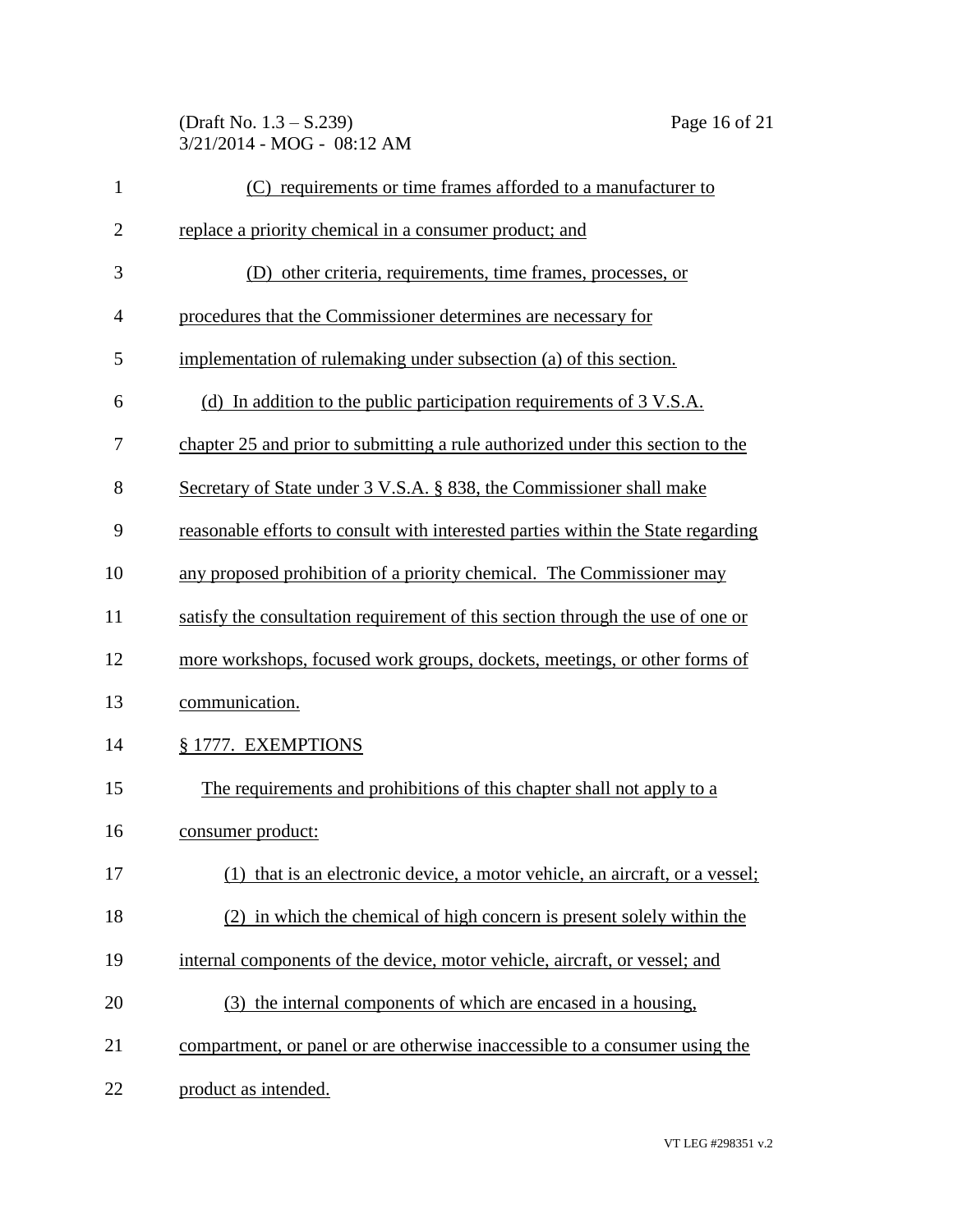(C) requirements or time frames afforded to a manufacturer to replace a priority chemical in a consumer product; and

(D) other criteria, requirements, time frames, processes, or procedures that the Commissioner determines are necessary for implementation of rulemaking under subsection (a) of this section.

(d) In addition to the public participation requirements of 3 V.S.A. chapter 25 and prior to submitting a rule authorized under this section to the Secretary of State under 3 V.S.A. § 838, the Commissioner shall make reasonable efforts to consult with interested parties within the State regarding any proposed prohibition of a priority chemical. The Commissioner may satisfy the consultation requirement of this section through the use of one or more workshops, focused work groups, dockets, meetings, or other forms of communication.

§ 1777. EXEMPTIONS

The requirements and prohibitions of this chapter shall not apply to a consumer product:

(1) that is an electronic device, a motor vehicle, an aircraft, or a vessel;

(2) in which the chemical of high concern is present solely within the internal components of the device, motor vehicle, aircraft, or vessel; and

(3) the internal components of which are encased in a housing, compartment, or panel or are otherwise inaccessible to a consumer using the product as intended.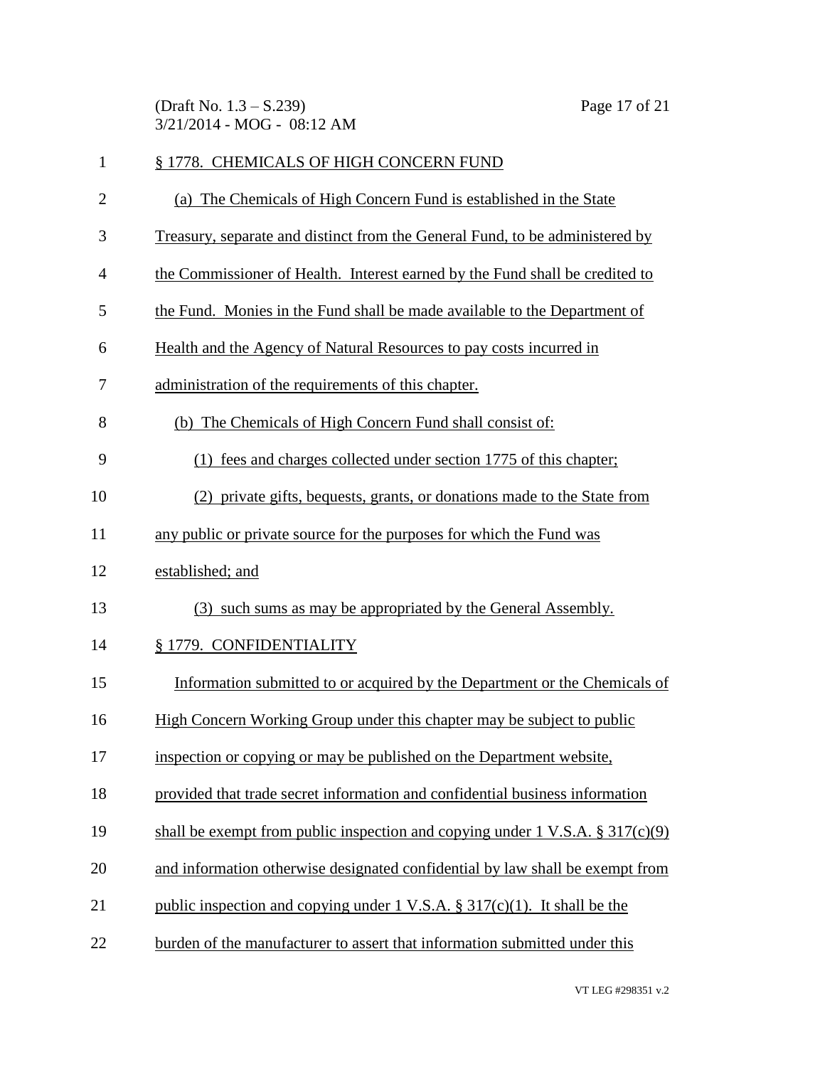§ 1778. CHEMICALS OF HIGH CONCERN FUND

(a) The Chemicals of High Concern Fund is established in the State Treasury, separate and distinct from the General Fund, to be administered by the Commissioner of Health. Interest earned by the Fund shall be credited to the Fund. Monies in the Fund shall be made available to the Department of Health and the Agency of Natural Resources to pay costs incurred in administration of the requirements of this chapter.

(b) The Chemicals of High Concern Fund shall consist of:

(1) fees and charges collected under section 1775 of this chapter;

(2) private gifts, bequests, grants, or donations made to the State from any public or private source for the purposes for which the Fund was established; and

(3) such sums as may be appropriated by the General Assembly.

§ 1779. CONFIDENTIALITY

Information submitted to or acquired by the Department or the Chemicals of High Concern Working Group under this chapter may be subject to public inspection or copying or may be published on the Department website, provided that trade secret information and confidential business information shall be exempt from public inspection and copying under 1 V.S.A. § 317(c)(9) and information otherwise designated confidential by law shall be exempt from public inspection and copying under 1 V.S.A. § 317(c)(1). It shall be the burden of the manufacturer to assert that information submitted under this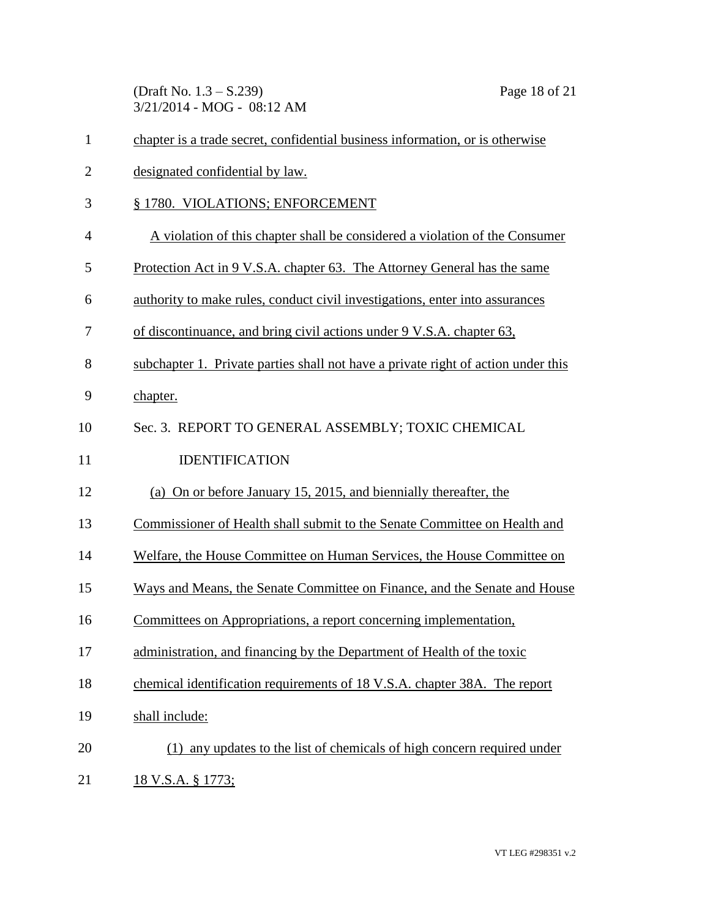chapter is a trade secret, confidential business information, or is otherwise designated confidential by law.

### § 1780. VIOLATIONS; ENFORCEMENT

A violation of this chapter shall be considered a violation of the Consumer Protection Act in 9 V.S.A. chapter 63. The Attorney General has the same authority to make rules, conduct civil investigations, enter into assurances of discontinuance, and bring civil actions under 9 V.S.A. chapter 63, subchapter 1. Private parties shall not have a private right of action under this chapter.

## Sec. 3. REPORT TO GENERAL ASSEMBLY; TOXIC CHEMICAL IDENTIFICATION

(a) On or before January 15, 2015, and biennially thereafter, the Commissioner of Health shall submit to the Senate Committee on Health and Welfare, the House Committee on Human Services, the House Committee on Ways and Means, the Senate Committee on Finance, and the Senate and House Committees on Appropriations, a report concerning implementation, administration, and financing by the Department of Health of the toxic chemical identification requirements of 18 V.S.A. chapter 38A. The report shall include:

(1) any updates to the list of chemicals of high concern required under 18 V.S.A. § 1773;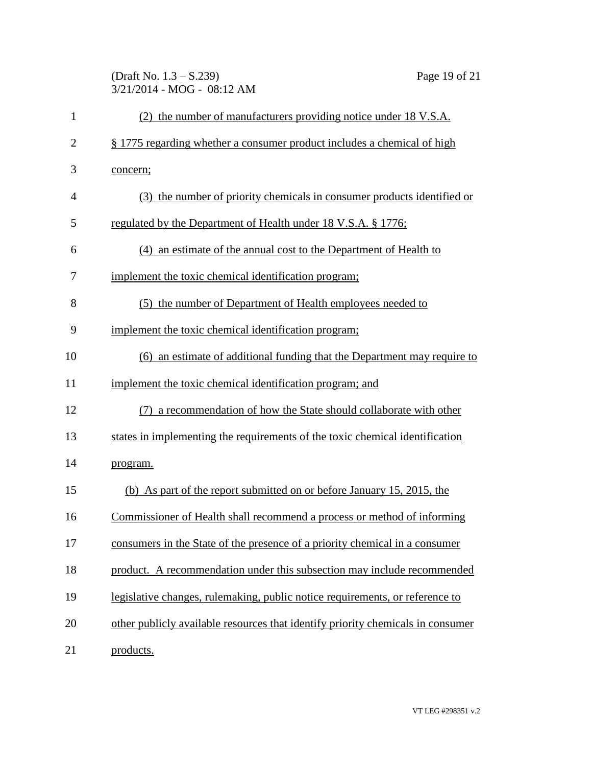(2) the number of manufacturers providing notice under 18 V.S.A. § 1775 regarding whether a consumer product includes a chemical of high concern;

(3) the number of priority chemicals in consumer products identified or regulated by the Department of Health under 18 V.S.A. § 1776;

(4) an estimate of the annual cost to the Department of Health to implement the toxic chemical identification program;

(5) the number of Department of Health employees needed to implement the toxic chemical identification program;

(6) an estimate of additional funding that the Department may require to implement the toxic chemical identification program; and

(7) a recommendation of how the State should collaborate with other states in implementing the requirements of the toxic chemical identification program.

(b) As part of the report submitted on or before January 15, 2015, the Commissioner of Health shall recommend a process or method of informing consumers in the State of the presence of a priority chemical in a consumer product. A recommendation under this subsection may include recommended legislative changes, rulemaking, public notice requirements, or reference to other publicly available resources that identify priority chemicals in consumer products.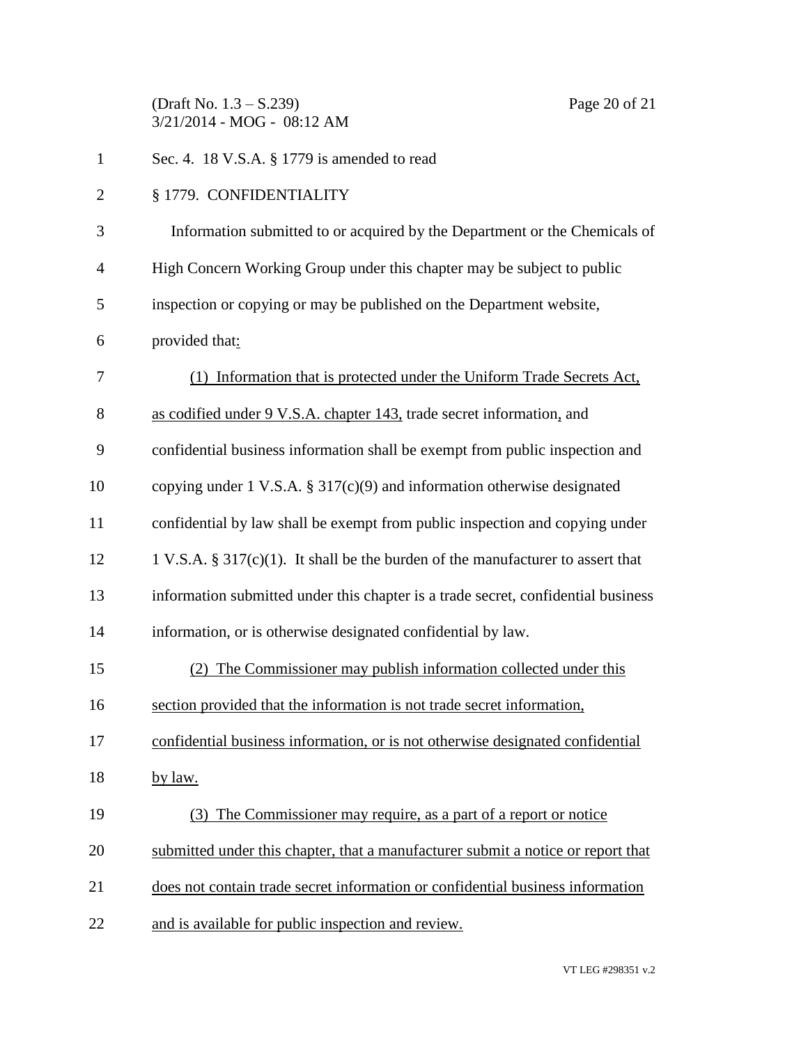Sec. 4. 18 V.S.A. § 1779 is amended to read

§ 1779. CONFIDENTIALITY

Information submitted to or acquired by the Department or the Chemicals of High Concern Working Group under this chapter may be subject to public inspection or copying or may be published on the Department website, provided that:

(1) Information that is protected under the Uniform Trade Secrets Act, as codified under 9 V.S.A. chapter 143, trade secret information, and confidential business information shall be exempt from public inspection and copying under 1 V.S.A. § 317(c)(9) and information otherwise designated confidential by law shall be exempt from public inspection and copying under 1 V.S.A. § 317(c)(1). It shall be the burden of the manufacturer to assert that information submitted under this chapter is a trade secret, confidential business information, or is otherwise designated confidential by law.

(2) The Commissioner may publish information collected under this section provided that the information is not trade secret information, confidential business information, or is not otherwise designated confidential by law.

(3) The Commissioner may require, as a part of a report or notice submitted under this chapter, that a manufacturer submit a notice or report that does not contain trade secret information or confidential business information and is available for public inspection and review.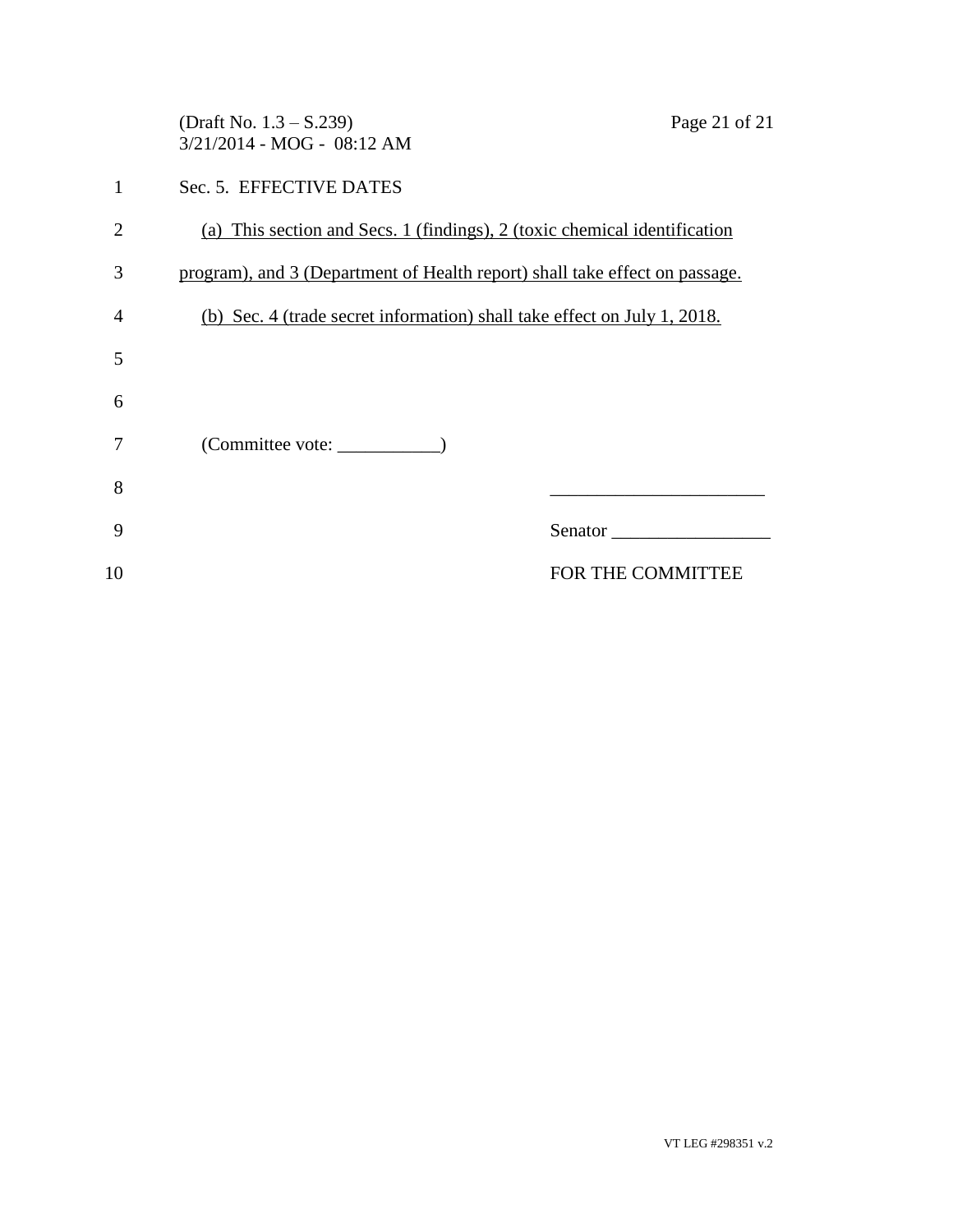Sec. 5. EFFECTIVE DATES

(a) This section and Secs. 1 (findings), 2 (toxic chemical identification program), and 3 (Department of Health report) shall take effect on passage.

(b) Sec. 4 (trade secret information) shall take effect on July 1, 2018.

(Committee vote: ___________)

_______________________

Senator _________________

FOR THE COMMITTEE